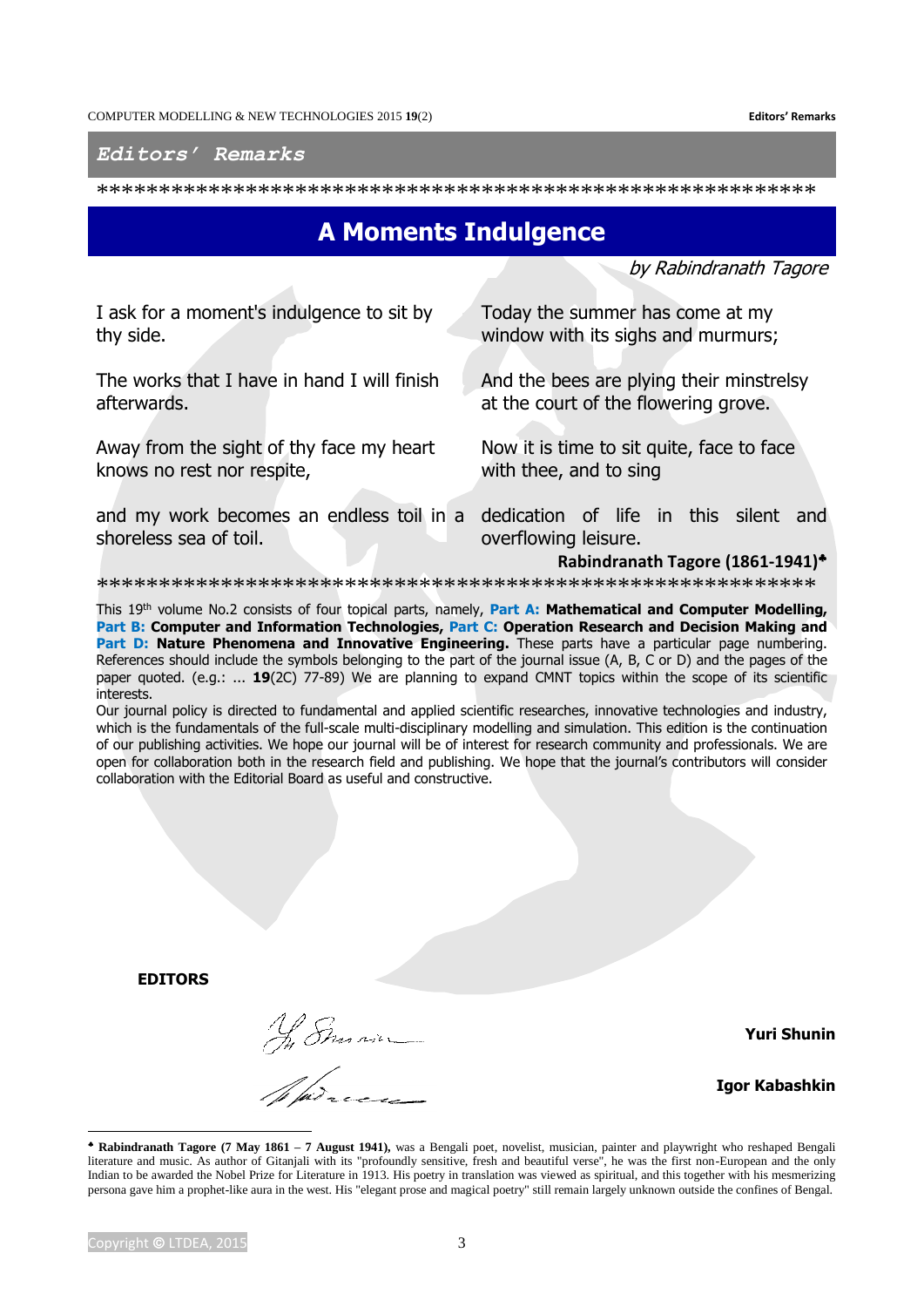# Editors' Remarks

*******************************************************

## A Moments Indulgence

*by Rabindranath Tagore*

I ask for a moment's indulgence to sit by thy side.

The works that I have in hand I will finish afterwards.

Away from the sight of thy face my heart knows no rest nor respite,

and my work becomes an endless toil in a shoreless sea of toil.

Today the summer has come at my window with its sighs and murmurs;

And the bees are plying their minstrelsy at the court of the flowering grove.

Now it is time to sit quite, face to face with thee, and to sing

dedication of life in this silent and overflowing leisure.

**Rabindranath Tagore (1861-1941)♣**

*******************************************************

This 19th volume No.2 consists of four topical parts, namely, **Part A: Mathematical and Computer Modelling, Part B: Computer and Information Technologies, Part C: Operation Research and Decision Making and Part D: Nature Phenomena and Innovative Engineering.** These parts have a particular page numbering. References should include the symbols belonging to the part of the journal issue (A, B, C or D) and the pages of the paper quoted. (e.g.: ... **19**(2C) 77-89) We are planning to expand CMNT topics within the scope of its scientific interests.

Our journal policy is directed to fundamental and applied scientific researches, innovative technologies and industry, which is the fundamentals of the full-scale multi-disciplinary modelling and simulation. This edition is the continuation of our publishing activities. We hope our journal will be of interest for research community and professionals. We are open for collaboration both in the research field and publishing. We hope that the journal's contributors will consider collaboration with the Editorial Board as useful and constructive.

**EDITORS**

**Yuri Shunin**

**Igor Kabashkin**

♣ **Rabindranath Tagore (7 May 1861 – 7 August 1941),** was a Bengali poet, novelist, musician, painter and playwright who reshaped Bengali literature and music. As author of Gitanjali with its "profoundly sensitive, fresh and beautiful verse", he was the first non-European and the only Indian to be awarded the Nobel Prize for Literature in 1913. His poetry in translation was viewed as spiritual, and this together with his mesmerizing persona gave him a prophet-like aura in the west. His "elegant prose and magical poetry" still remain largely unknown outside the confines of Bengal.